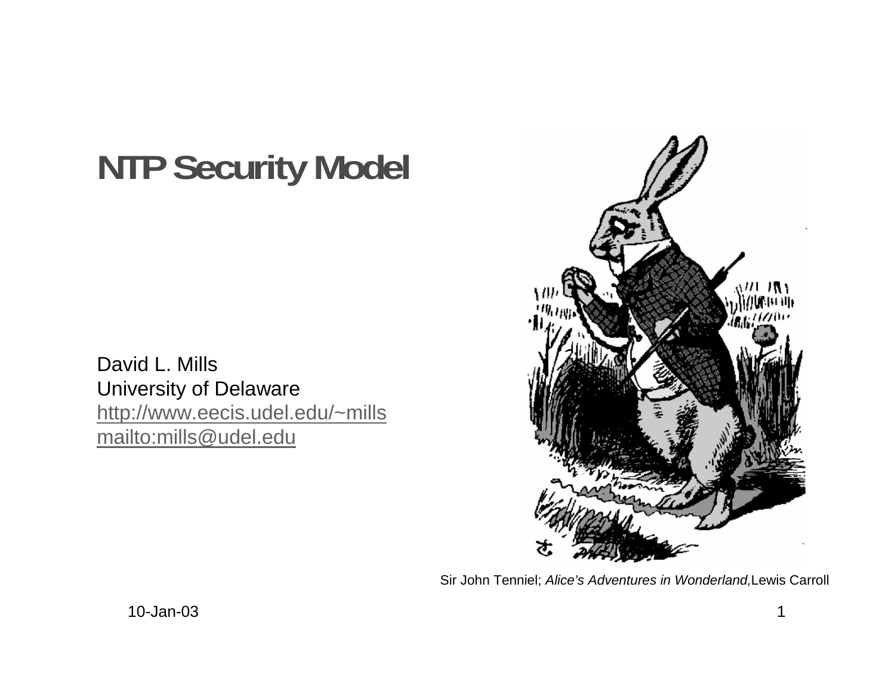# NTP Security Model

David L. Mills
University of Delaware
http://www.eecis.udel.edu/~mills
mailto:mills@udel.edu

Sir John Tenniel; *Alice's Adventures in Wonderland,* Lewis Carroll

10-Jan-03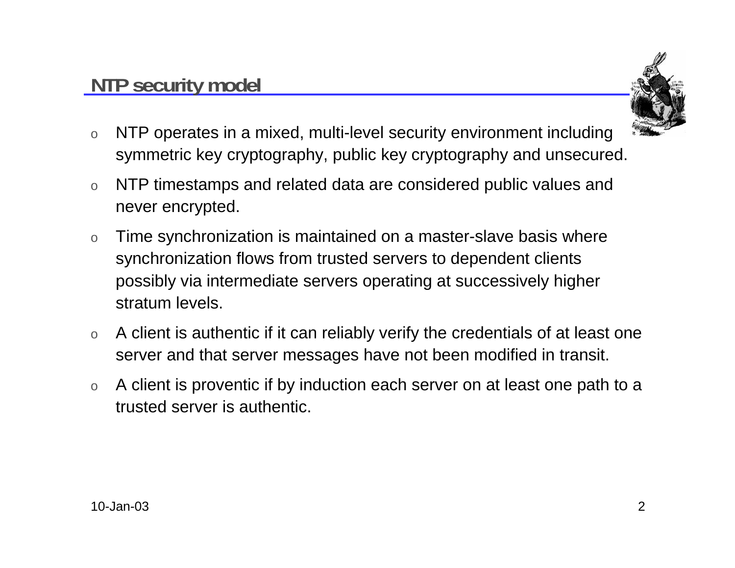## NTP security model

- NTP operates in a mixed, multi-level security environment including symmetric key cryptography, public key cryptography and unsecured.
- NTP timestamps and related data are considered public values and never encrypted.
- Time synchronization is maintained on a master-slave basis where synchronization flows from trusted servers to dependent clients possibly via intermediate servers operating at successively higher stratum levels.
- A client is authentic if it can reliably verify the credentials of at least one server and that server messages have not been modified in transit.
- A client is proventic if by induction each server on at least one path to a trusted server is authentic.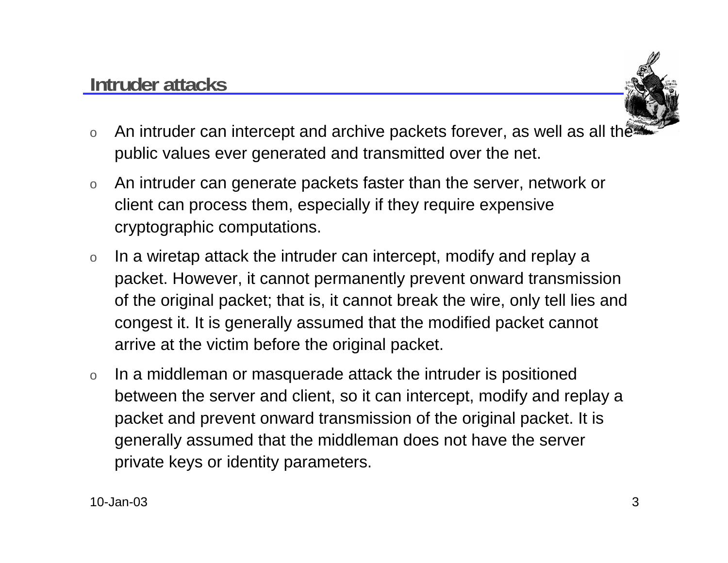## Intruder attacks

- An intruder can intercept and archive packets forever, as well as all the public values ever generated and transmitted over the net.
- An intruder can generate packets faster than the server, network or client can process them, especially if they require expensive cryptographic computations.
- In a wiretap attack the intruder can intercept, modify and replay a packet. However, it cannot permanently prevent onward transmission of the original packet; that is, it cannot break the wire, only tell lies and congest it. It is generally assumed that the modified packet cannot arrive at the victim before the original packet.
- In a middleman or masquerade attack the intruder is positioned between the server and client, so it can intercept, modify and replay a packet and prevent onward transmission of the original packet. It is generally assumed that the middleman does not have the server private keys or identity parameters.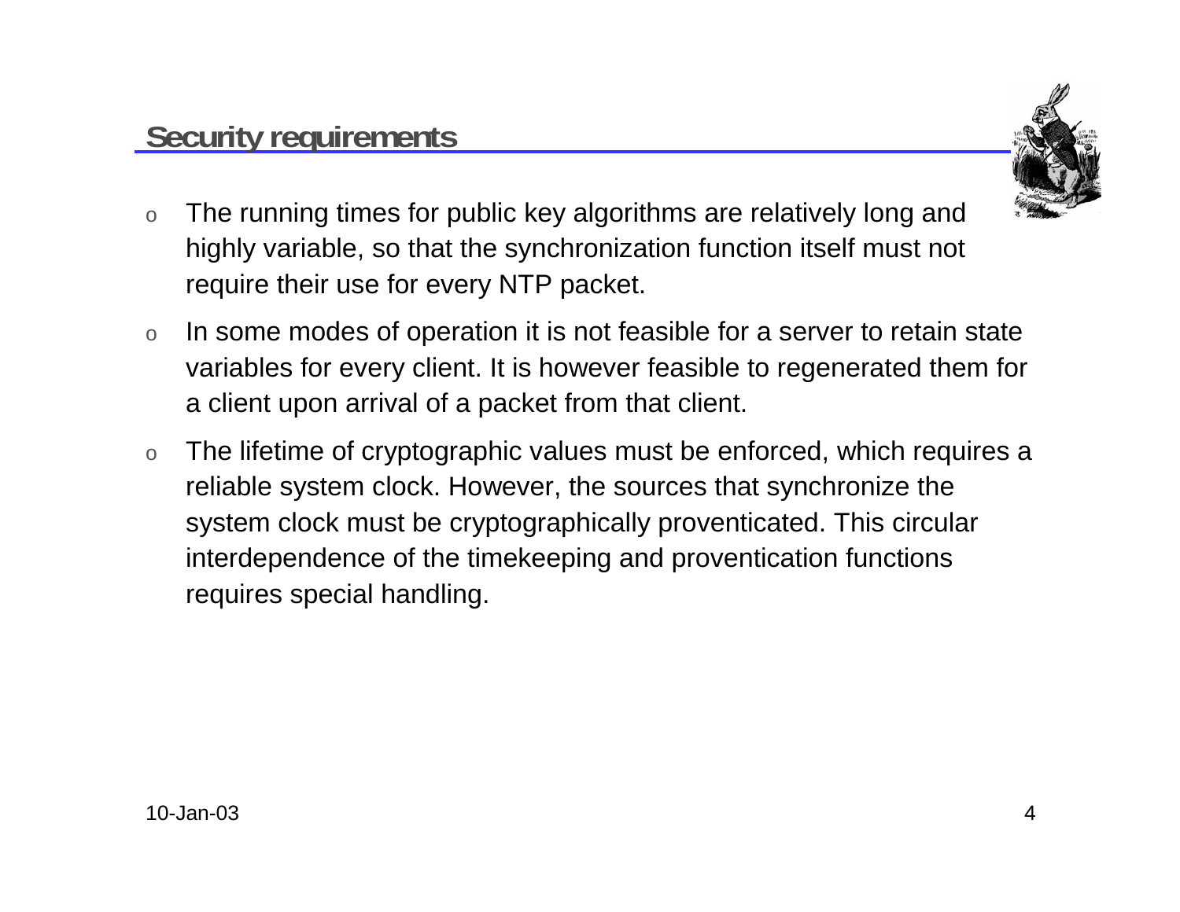## Security requirements

- The running times for public key algorithms are relatively long and highly variable, so that the synchronization function itself must not require their use for every NTP packet.
- In some modes of operation it is not feasible for a server to retain state variables for every client. It is however feasible to regenerated them for a client upon arrival of a packet from that client.
- The lifetime of cryptographic values must be enforced, which requires a reliable system clock. However, the sources that synchronize the system clock must be cryptographically proventicated. This circular interdependence of the timekeeping and proventication functions requires special handling.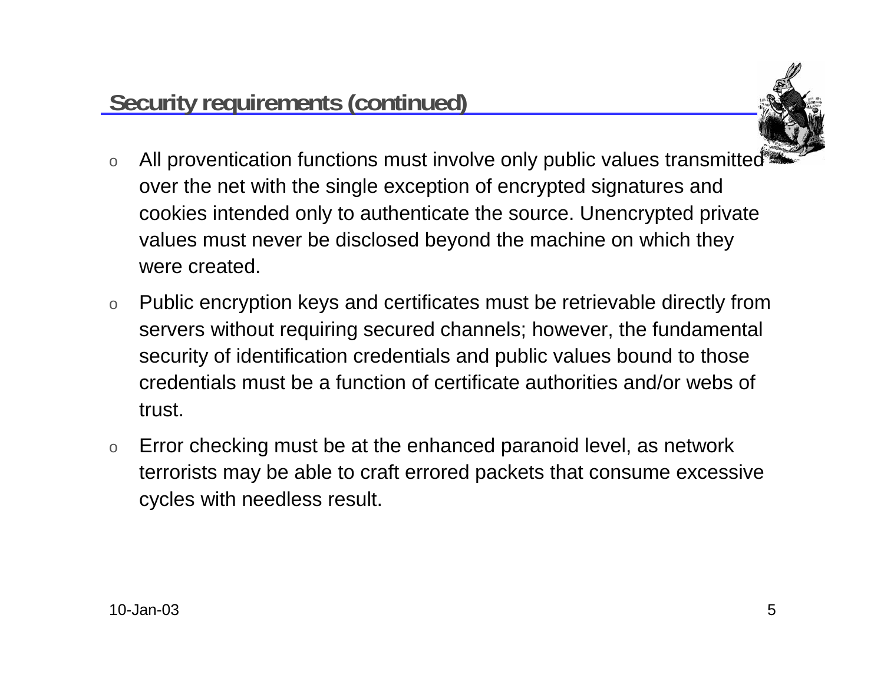## Security requirements (continued)

- All proventication functions must involve only public values transmitted over the net with the single exception of encrypted signatures and cookies intended only to authenticate the source. Unencrypted private values must never be disclosed beyond the machine on which they were created.
- Public encryption keys and certificates must be retrievable directly from servers without requiring secured channels; however, the fundamental security of identification credentials and public values bound to those credentials must be a function of certificate authorities and/or webs of trust.
- Error checking must be at the enhanced paranoid level, as network terrorists may be able to craft errored packets that consume excessive cycles with needless result.

10-Jan-03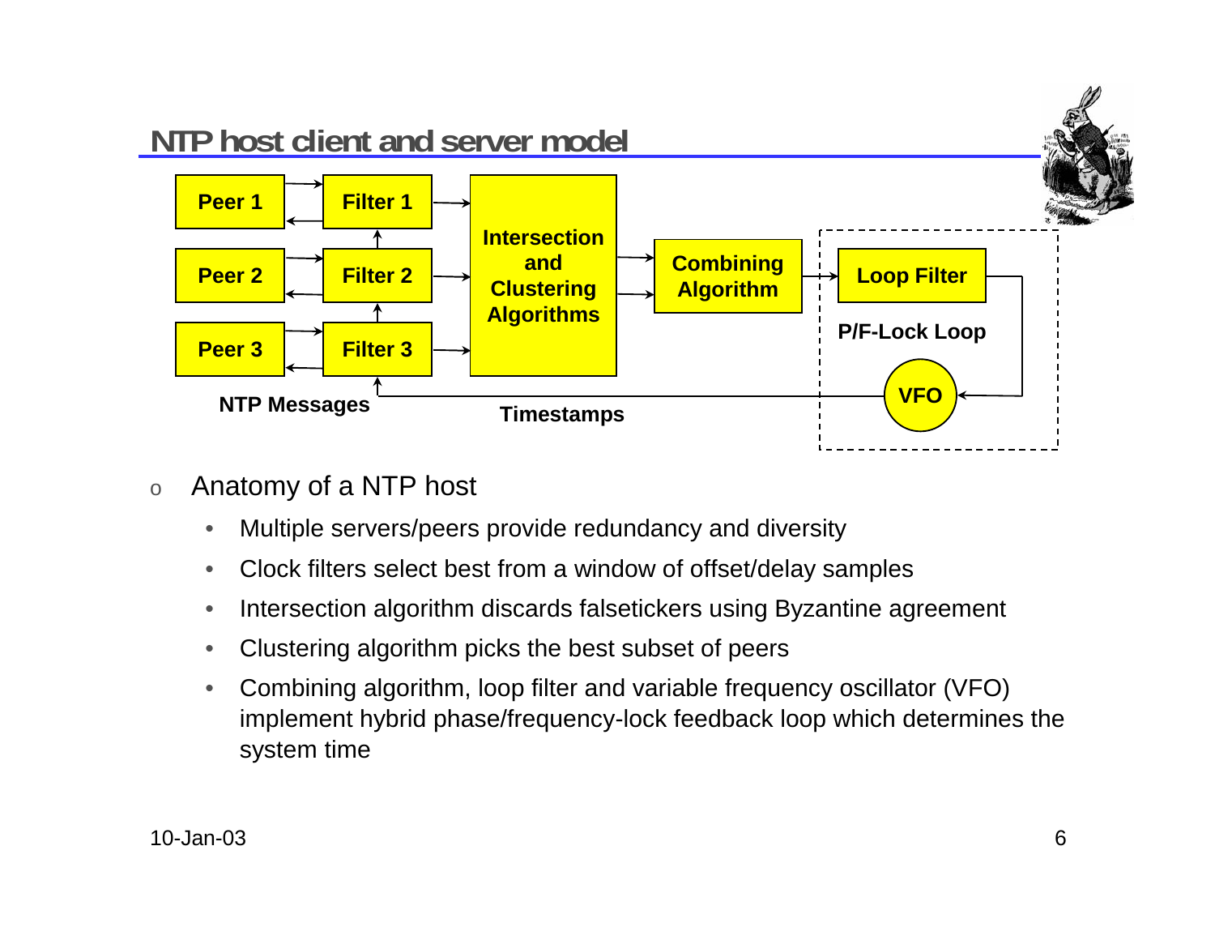## NTP host client and server model

| Peer 1 | Filter 1 |
| --- | --- |
| Peer 2 | Filter 2 |
| Peer 3 | Filter 3 |

Intersection and Clustering Algorithms → Combining Algorithm → Loop Filter → VFO

P/F-Lock Loop

NTP Messages

Timestamps

- Anatomy of a NTP host
  - Multiple servers/peers provide redundancy and diversity
  - Clock filters select best from a window of offset/delay samples
  - Intersection algorithm discards falsetickers using Byzantine agreement
  - Clustering algorithm picks the best subset of peers
  - Combining algorithm, loop filter and variable frequency oscillator (VFO) implement hybrid phase/frequency-lock feedback loop which determines the system time

10-Jan-03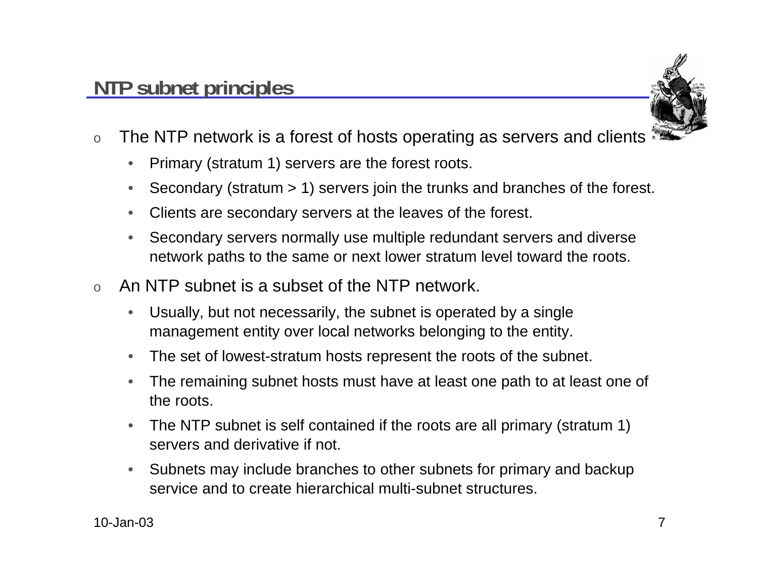## NTP subnet principles

- The NTP network is a forest of hosts operating as servers and clients
  - Primary (stratum 1) servers are the forest roots.
  - Secondary (stratum > 1) servers join the trunks and branches of the forest.
  - Clients are secondary servers at the leaves of the forest.
  - Secondary servers normally use multiple redundant servers and diverse network paths to the same or next lower stratum level toward the roots.
- An NTP subnet is a subset of the NTP network.
  - Usually, but not necessarily, the subnet is operated by a single management entity over local networks belonging to the entity.
  - The set of lowest-stratum hosts represent the roots of the subnet.
  - The remaining subnet hosts must have at least one path to at least one of the roots.
  - The NTP subnet is self contained if the roots are all primary (stratum 1) servers and derivative if not.
  - Subnets may include branches to other subnets for primary and backup service and to create hierarchical multi-subnet structures.

10-Jan-03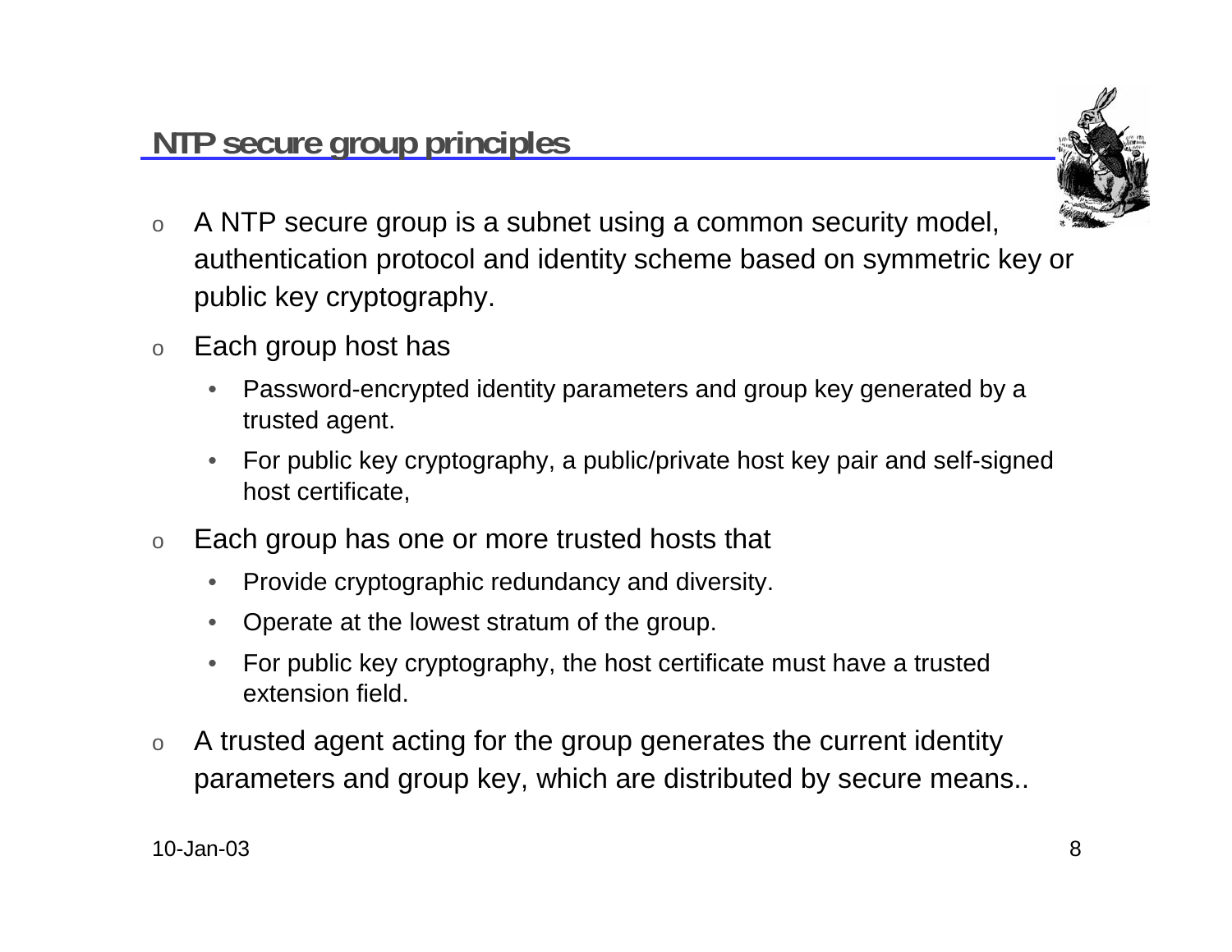## NTP secure group principles

- A NTP secure group is a subnet using a common security model, authentication protocol and identity scheme based on symmetric key or public key cryptography.
- Each group host has
  - Password-encrypted identity parameters and group key generated by a trusted agent.
  - For public key cryptography, a public/private host key pair and self-signed host certificate,
- Each group has one or more trusted hosts that
  - Provide cryptographic redundancy and diversity.
  - Operate at the lowest stratum of the group.
  - For public key cryptography, the host certificate must have a trusted extension field.
- A trusted agent acting for the group generates the current identity parameters and group key, which are distributed by secure means..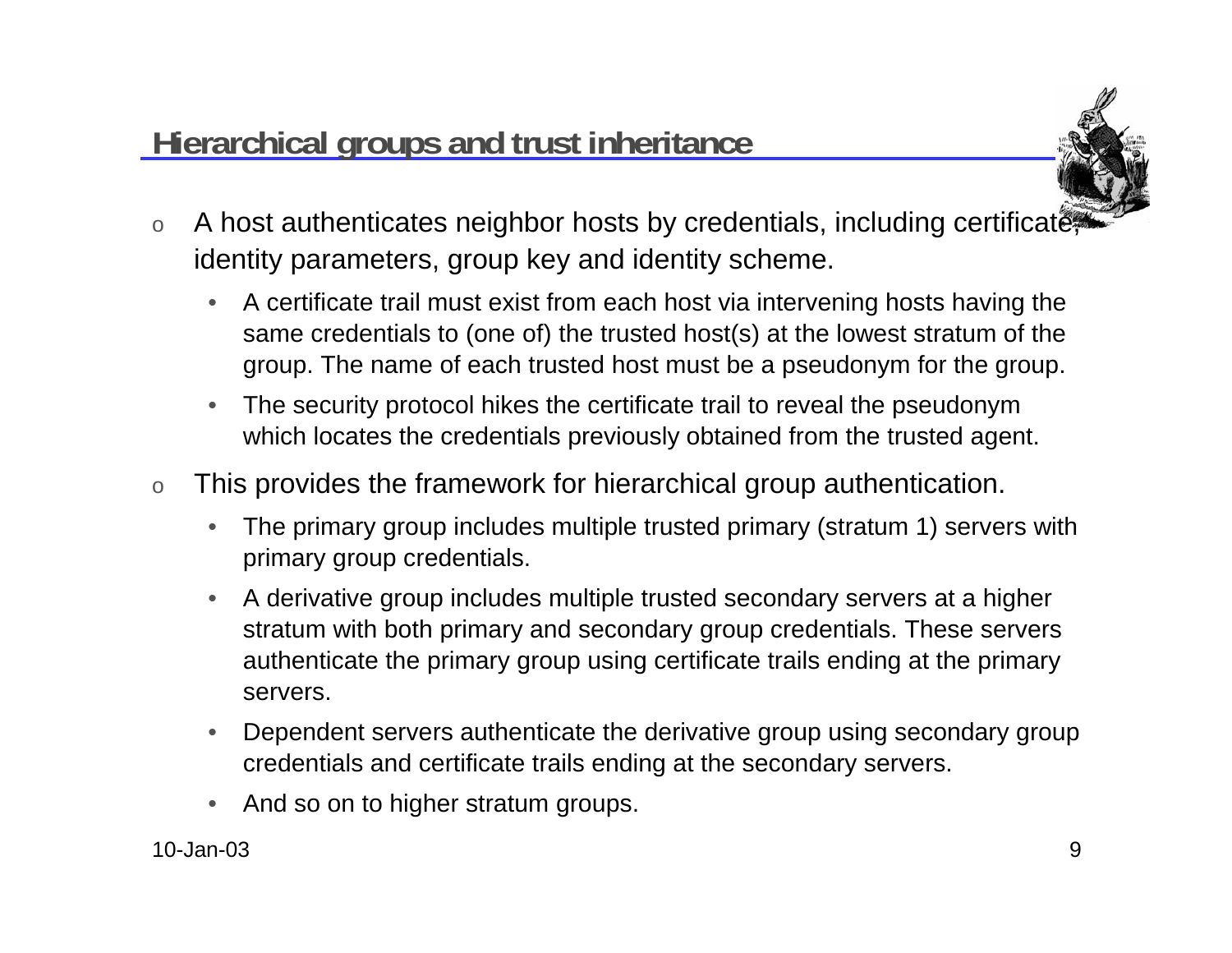## Hierarchical groups and trust inheritance

- A host authenticates neighbor hosts by credentials, including certificate, identity parameters, group key and identity scheme.
  - A certificate trail must exist from each host via intervening hosts having the same credentials to (one of) the trusted host(s) at the lowest stratum of the group. The name of each trusted host must be a pseudonym for the group.
  - The security protocol hikes the certificate trail to reveal the pseudonym which locates the credentials previously obtained from the trusted agent.
- This provides the framework for hierarchical group authentication.
  - The primary group includes multiple trusted primary (stratum 1) servers with primary group credentials.
  - A derivative group includes multiple trusted secondary servers at a higher stratum with both primary and secondary group credentials. These servers authenticate the primary group using certificate trails ending at the primary servers.
  - Dependent servers authenticate the derivative group using secondary group credentials and certificate trails ending at the secondary servers.
  - And so on to higher stratum groups.

10-Jan-03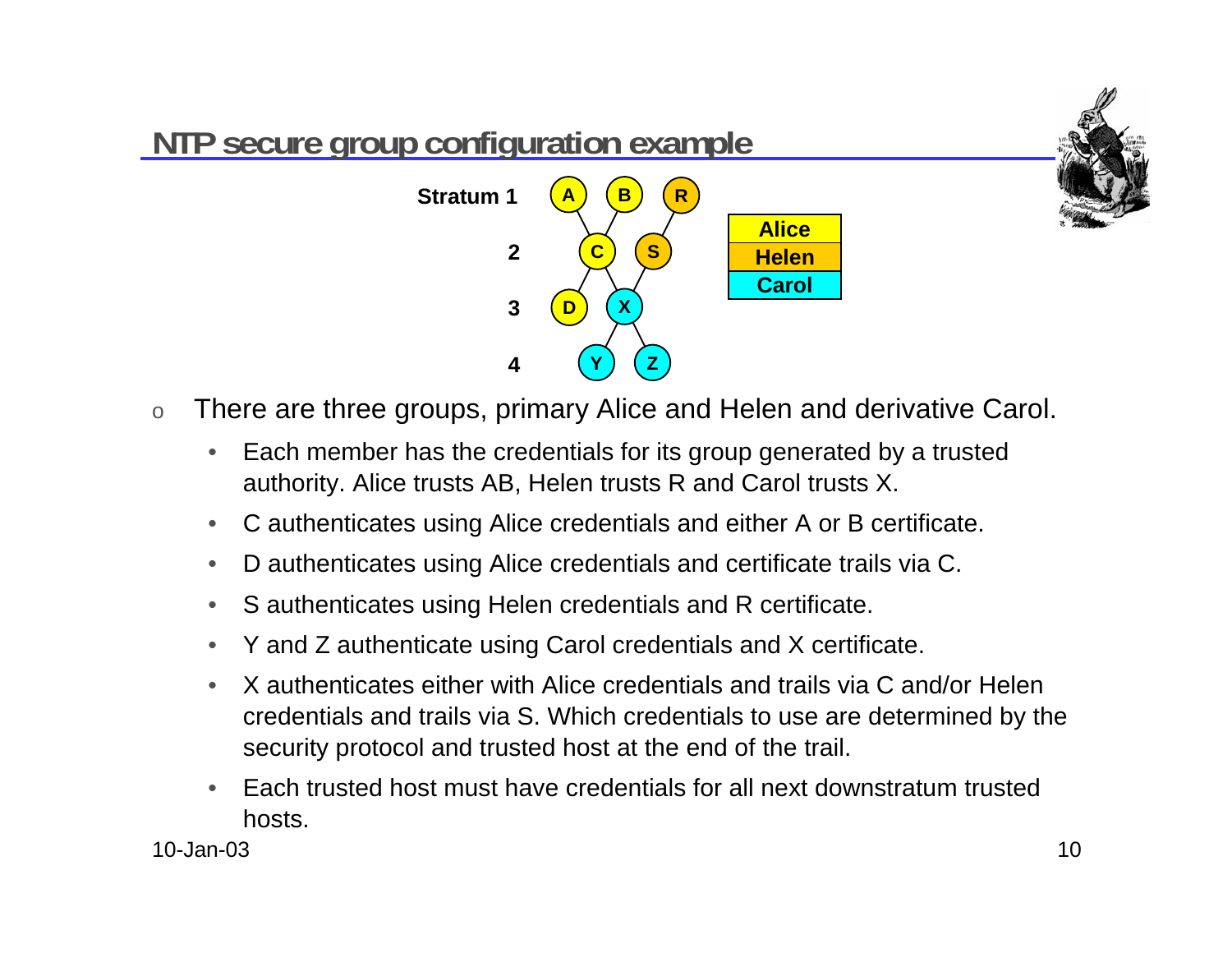## NTP secure group configuration example

- There are three groups, primary Alice and Helen and derivative Carol.
  - Each member has the credentials for its group generated by a trusted authority. Alice trusts AB, Helen trusts R and Carol trusts X.
  - C authenticates using Alice credentials and either A or B certificate.
  - D authenticates using Alice credentials and certificate trails via C.
  - S authenticates using Helen credentials and R certificate.
  - Y and Z authenticate using Carol credentials and X certificate.
  - X authenticates either with Alice credentials and trails via C and/or Helen credentials and trails via S. Which credentials to use are determined by the security protocol and trusted host at the end of the trail.
  - Each trusted host must have credentials for all next downstratum trusted hosts.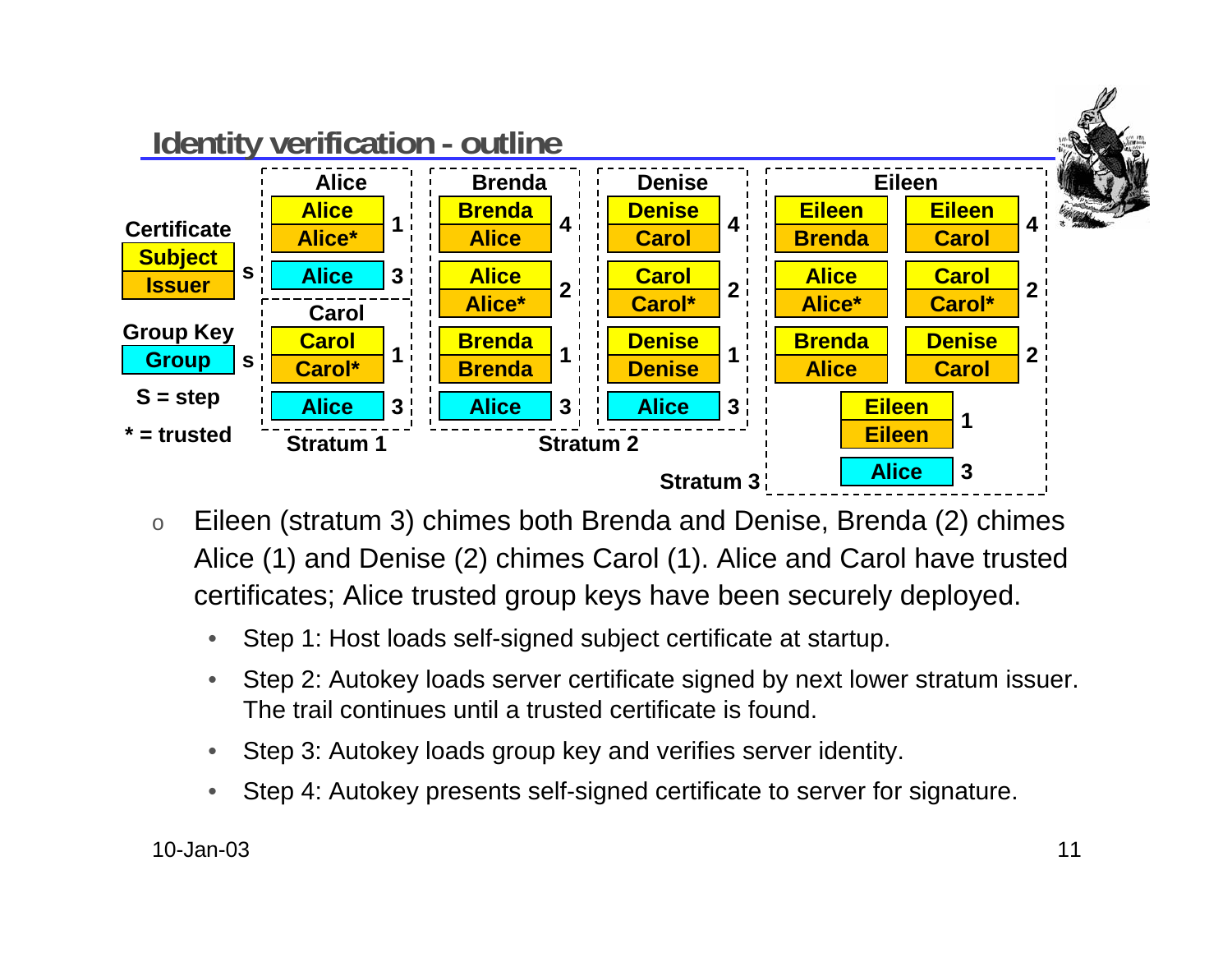## Identity verification - outline

**Certificate**: Subject / Issuer — S

**Group Key**: Group — S

S = step

\* = trusted

| Stratum | Host | Certificate / Group Key (Subject / Issuer) | Step |
|---|---|---|---|
| Stratum 1 | Alice | Alice / Alice* | 1 |
| | | Alice (group) | 3 |
| Stratum 1 | Carol | Carol / Carol* | 1 |
| | | Alice (group) | 3 |
| Stratum 2 | Brenda | Brenda / Alice | 4 |
| | | Alice / Alice* | 2 |
| | | Brenda / Brenda | 1 |
| | | Alice (group) | 3 |
| Stratum 2 | Denise | Denise / Carol | 4 |
| | | Carol / Carol* | 2 |
| | | Denise / Denise | 1 |
| | | Alice (group) | 3 |
| Stratum 3 | Eileen | Eileen / Brenda; Eileen / Carol | 4 |
| | | Alice / Alice*; Carol / Carol* | 2 |
| | | Brenda / Alice; Denise / Carol | 2 |
| | | Eileen / Eileen | 1 |
| | | Alice (group) | 3 |

- Eileen (stratum 3) chimes both Brenda and Denise, Brenda (2) chimes Alice (1) and Denise (2) chimes Carol (1). Alice and Carol have trusted certificates; Alice trusted group keys have been securely deployed.
  - Step 1: Host loads self-signed subject certificate at startup.
  - Step 2: Autokey loads server certificate signed by next lower stratum issuer. The trail continues until a trusted certificate is found.
  - Step 3: Autokey loads group key and verifies server identity.
  - Step 4: Autokey presents self-signed certificate to server for signature.

10-Jan-03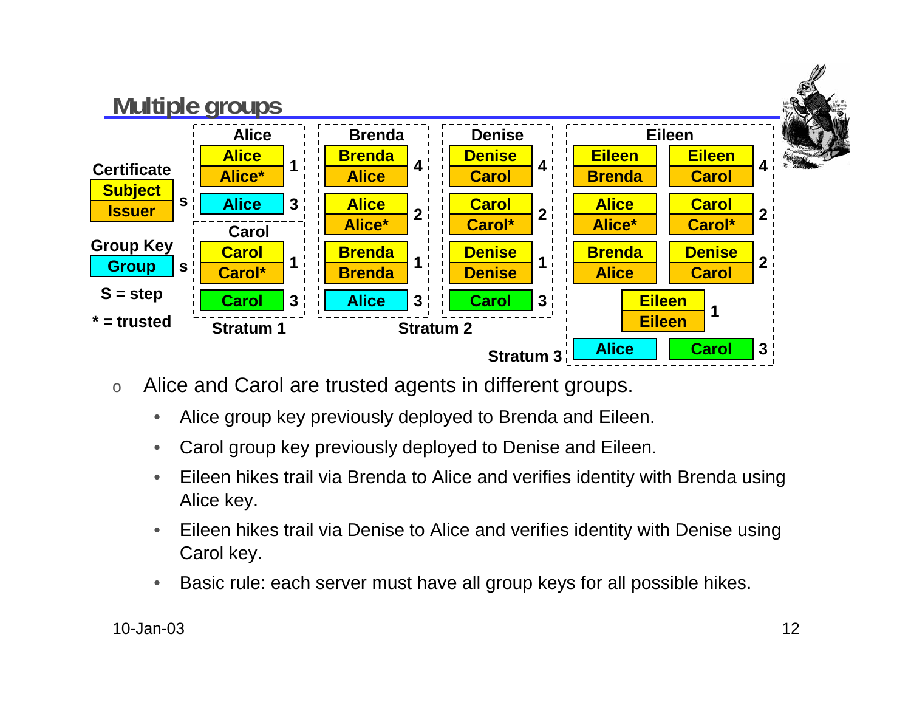# Multiple groups

Certificate: Subject / Issuer, S

Group Key: Group, S

S = step

\* = trusted

**Stratum 1**

- Alice: Alice / Alice* (1); Alice group key (3)
- Carol: Carol / Carol* (1); Carol group key (3)

**Stratum 2**

- Brenda: Brenda / Alice (4); Alice / Alice* (2); Brenda / Brenda (1); Alice group key (3)
- Denise: Denise / Carol (4); Carol / Carol* (2); Denise / Denise (1); Carol group key (3)

**Stratum 3**

- Eileen: Eileen / Brenda, Eileen / Carol (4); Alice / Alice*, Carol / Carol* (2); Brenda / Alice, Denise / Carol (2); Eileen / Eileen (1); Alice group key, Carol group key (3)

- Alice and Carol are trusted agents in different groups.
  - Alice group key previously deployed to Brenda and Eileen.
  - Carol group key previously deployed to Denise and Eileen.
  - Eileen hikes trail via Brenda to Alice and verifies identity with Brenda using Alice key.
  - Eileen hikes trail via Denise to Alice and verifies identity with Denise using Carol key.
  - Basic rule: each server must have all group keys for all possible hikes.

10-Jan-03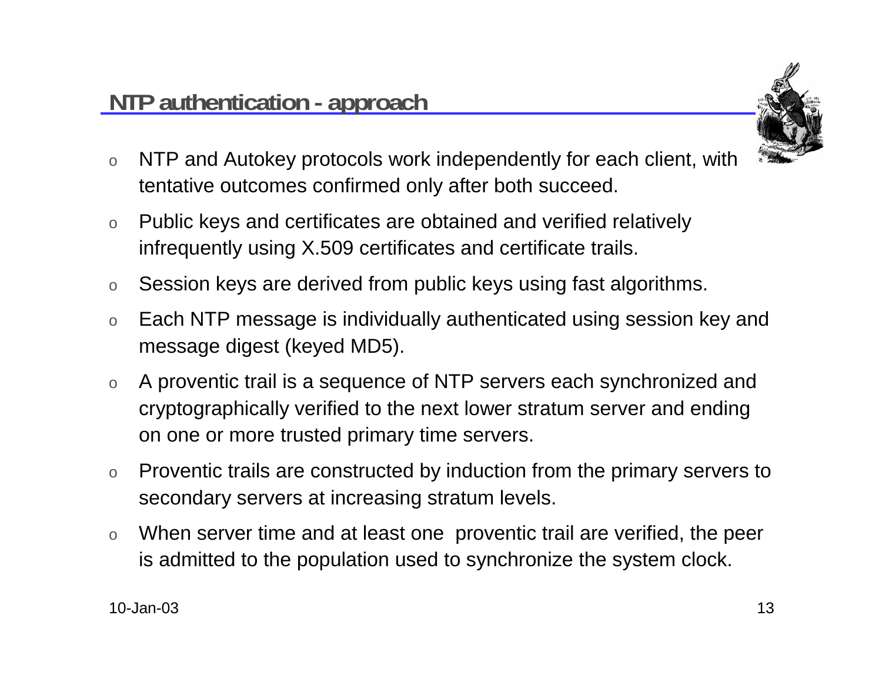## NTP authentication - approach

- NTP and Autokey protocols work independently for each client, with tentative outcomes confirmed only after both succeed.
- Public keys and certificates are obtained and verified relatively infrequently using X.509 certificates and certificate trails.
- Session keys are derived from public keys using fast algorithms.
- Each NTP message is individually authenticated using session key and message digest (keyed MD5).
- A proventic trail is a sequence of NTP servers each synchronized and cryptographically verified to the next lower stratum server and ending on one or more trusted primary time servers.
- Proventic trails are constructed by induction from the primary servers to secondary servers at increasing stratum levels.
- When server time and at least one proventic trail are verified, the peer is admitted to the population used to synchronize the system clock.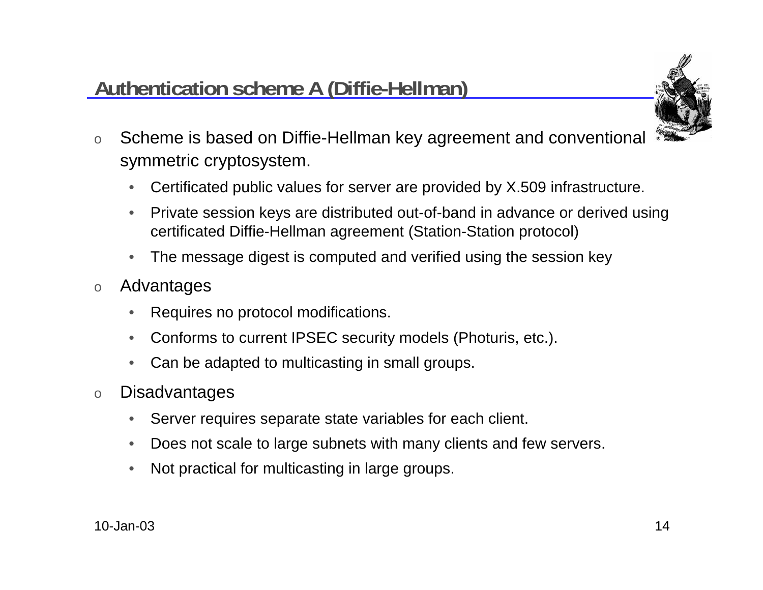## Authentication scheme A (Diffie-Hellman)

- Scheme is based on Diffie-Hellman key agreement and conventional symmetric cryptosystem.
  - Certificated public values for server are provided by X.509 infrastructure.
  - Private session keys are distributed out-of-band in advance or derived using certificated Diffie-Hellman agreement (Station-Station protocol)
  - The message digest is computed and verified using the session key
- Advantages
  - Requires no protocol modifications.
  - Conforms to current IPSEC security models (Photuris, etc.).
  - Can be adapted to multicasting in small groups.
- Disadvantages
  - Server requires separate state variables for each client.
  - Does not scale to large subnets with many clients and few servers.
  - Not practical for multicasting in large groups.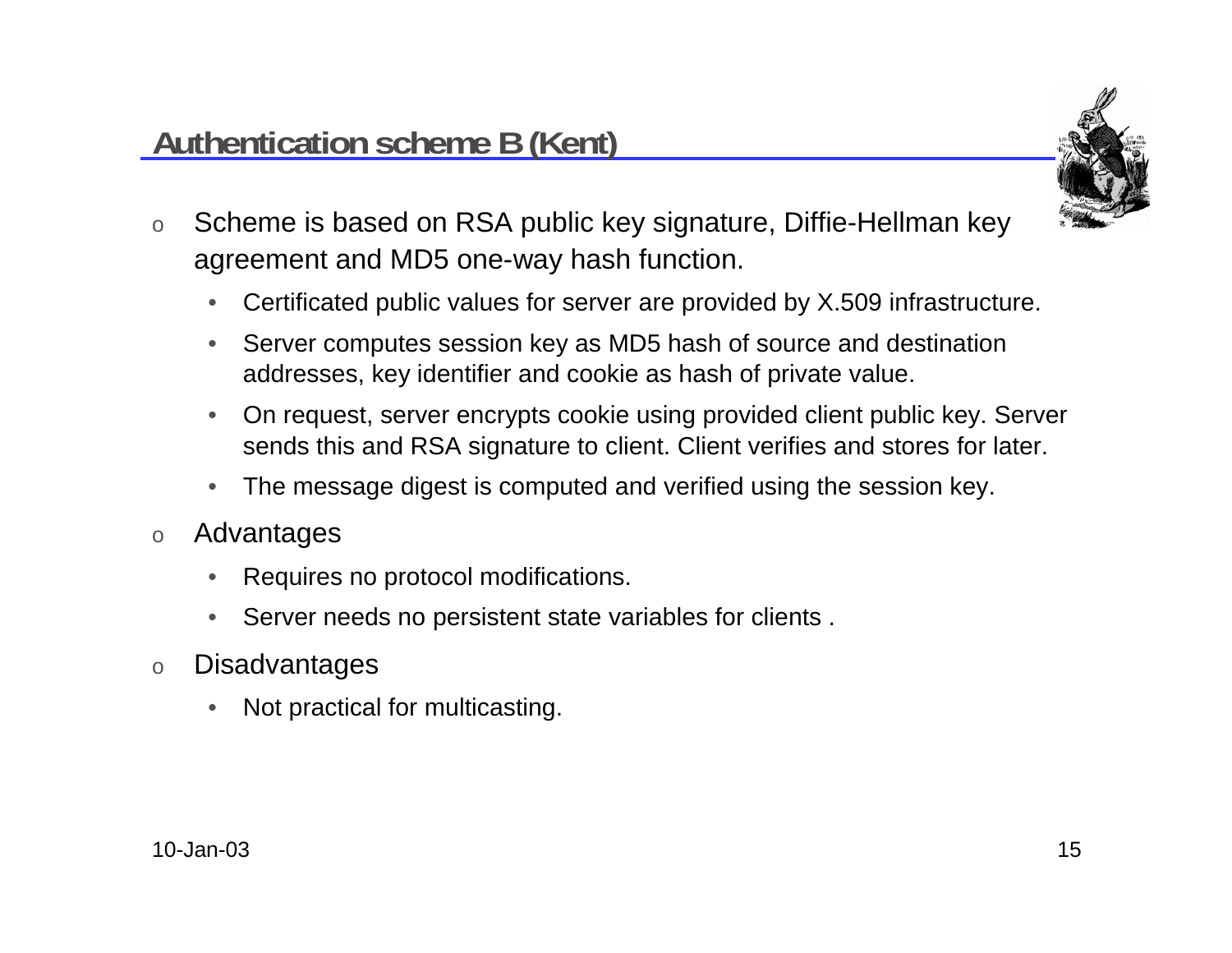## Authentication scheme B (Kent)

- Scheme is based on RSA public key signature, Diffie-Hellman key agreement and MD5 one-way hash function.
  - Certificated public values for server are provided by X.509 infrastructure.
  - Server computes session key as MD5 hash of source and destination addresses, key identifier and cookie as hash of private value.
  - On request, server encrypts cookie using provided client public key. Server sends this and RSA signature to client. Client verifies and stores for later.
  - The message digest is computed and verified using the session key.
- Advantages
  - Requires no protocol modifications.
  - Server needs no persistent state variables for clients .
- Disadvantages
  - Not practical for multicasting.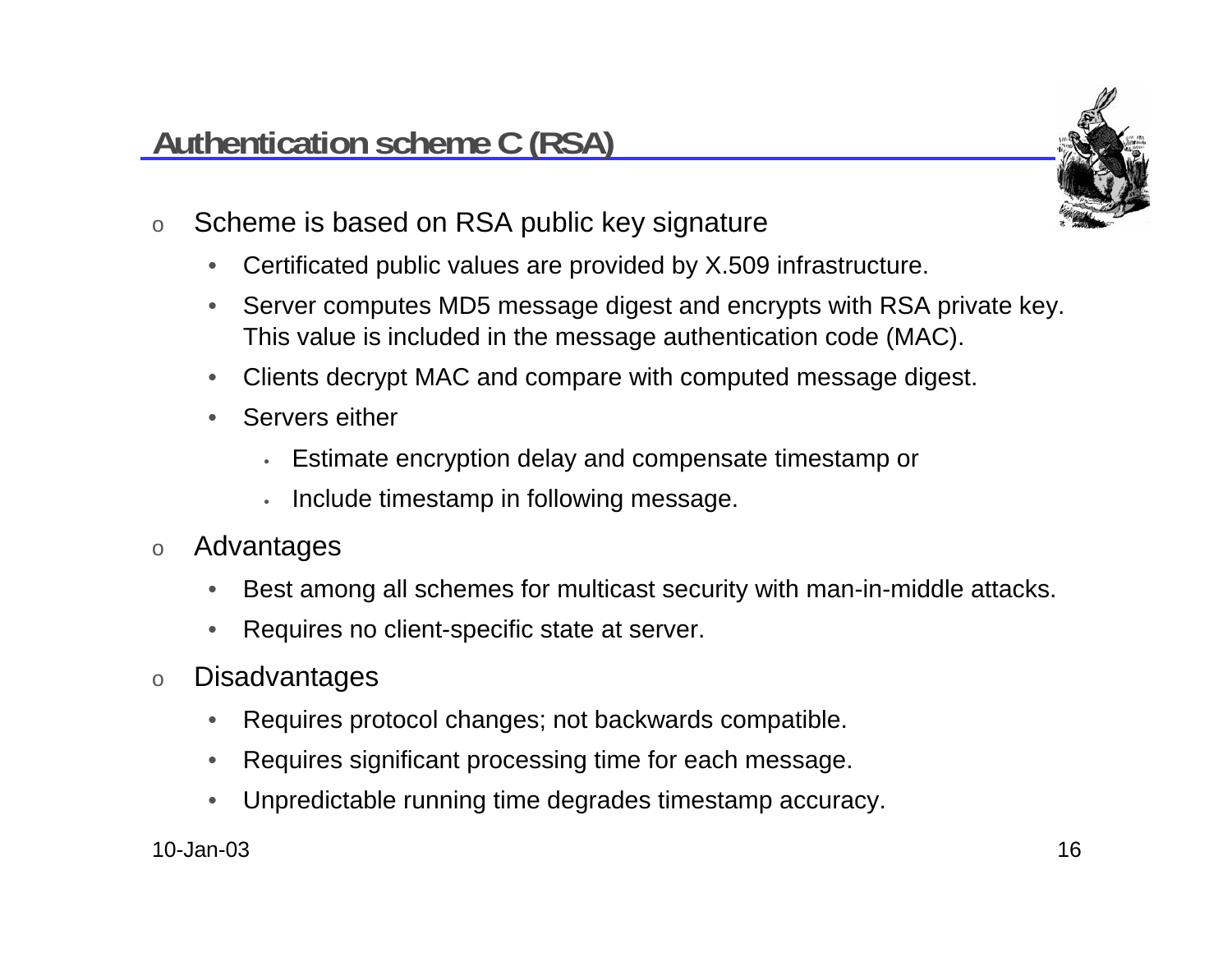## Authentication scheme C (RSA)

- Scheme is based on RSA public key signature
  - Certificated public values are provided by X.509 infrastructure.
  - Server computes MD5 message digest and encrypts with RSA private key. This value is included in the message authentication code (MAC).
  - Clients decrypt MAC and compare with computed message digest.
  - Servers either
    - Estimate encryption delay and compensate timestamp or
    - Include timestamp in following message.
- Advantages
  - Best among all schemes for multicast security with man-in-middle attacks.
  - Requires no client-specific state at server.
- Disadvantages
  - Requires protocol changes; not backwards compatible.
  - Requires significant processing time for each message.
  - Unpredictable running time degrades timestamp accuracy.

10-Jan-03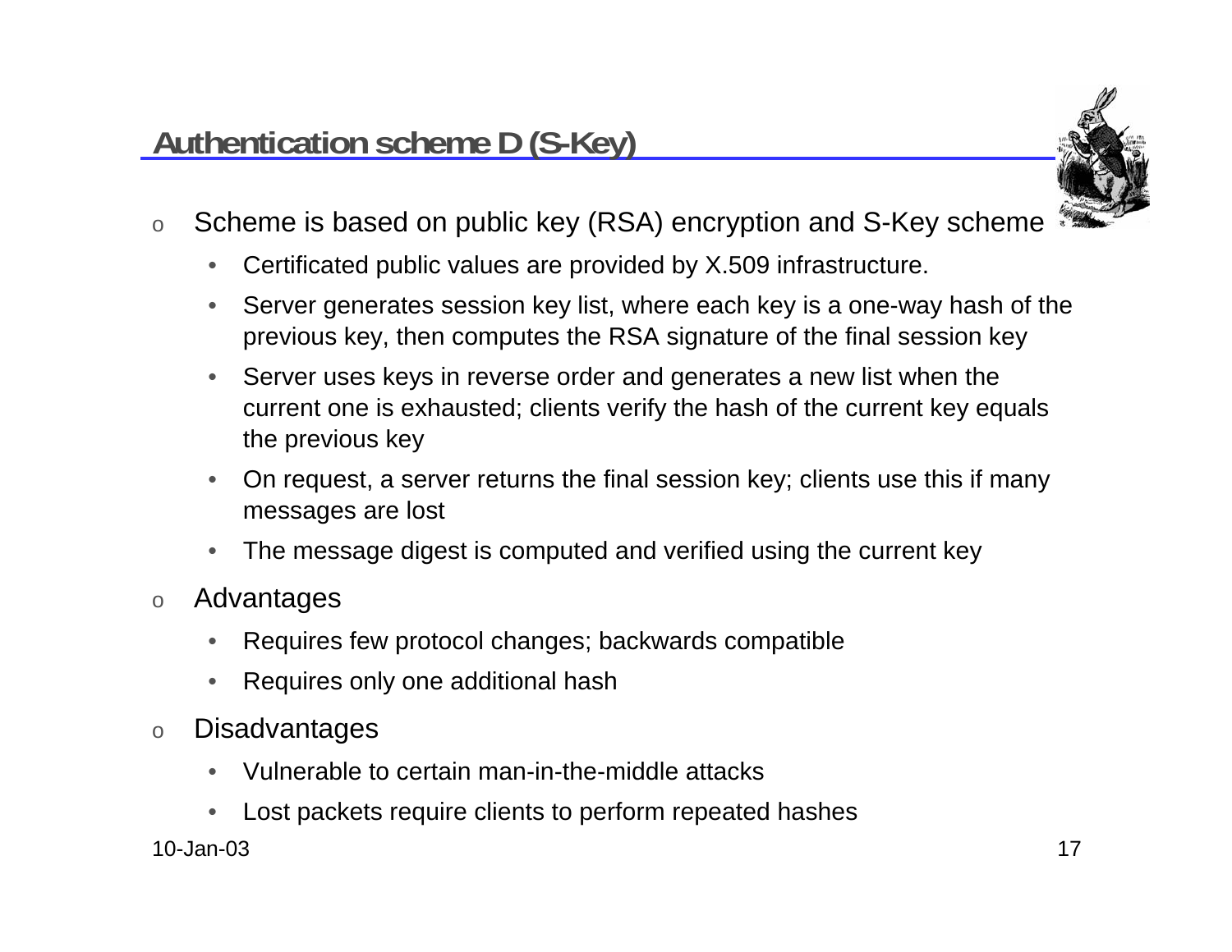## Authentication scheme D (S-Key)

- Scheme is based on public key (RSA) encryption and S-Key scheme
  - Certificated public values are provided by X.509 infrastructure.
  - Server generates session key list, where each key is a one-way hash of the previous key, then computes the RSA signature of the final session key
  - Server uses keys in reverse order and generates a new list when the current one is exhausted; clients verify the hash of the current key equals the previous key
  - On request, a server returns the final session key; clients use this if many messages are lost
  - The message digest is computed and verified using the current key
- Advantages
  - Requires few protocol changes; backwards compatible
  - Requires only one additional hash
- Disadvantages
  - Vulnerable to certain man-in-the-middle attacks
  - Lost packets require clients to perform repeated hashes

10-Jan-03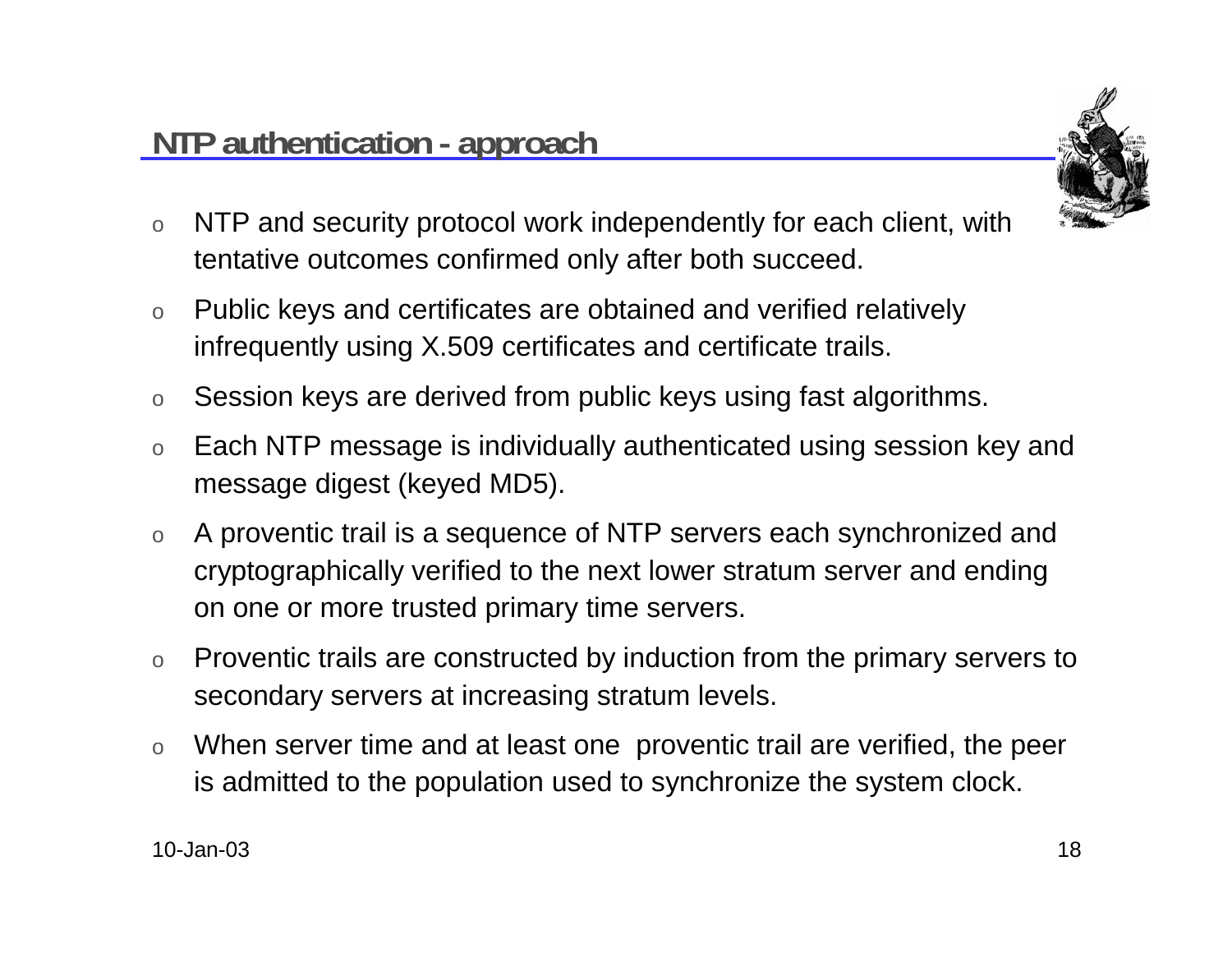## NTP authentication - approach

- NTP and security protocol work independently for each client, with tentative outcomes confirmed only after both succeed.
- Public keys and certificates are obtained and verified relatively infrequently using X.509 certificates and certificate trails.
- Session keys are derived from public keys using fast algorithms.
- Each NTP message is individually authenticated using session key and message digest (keyed MD5).
- A proventic trail is a sequence of NTP servers each synchronized and cryptographically verified to the next lower stratum server and ending on one or more trusted primary time servers.
- Proventic trails are constructed by induction from the primary servers to secondary servers at increasing stratum levels.
- When server time and at least one proventic trail are verified, the peer is admitted to the population used to synchronize the system clock.

10-Jan-03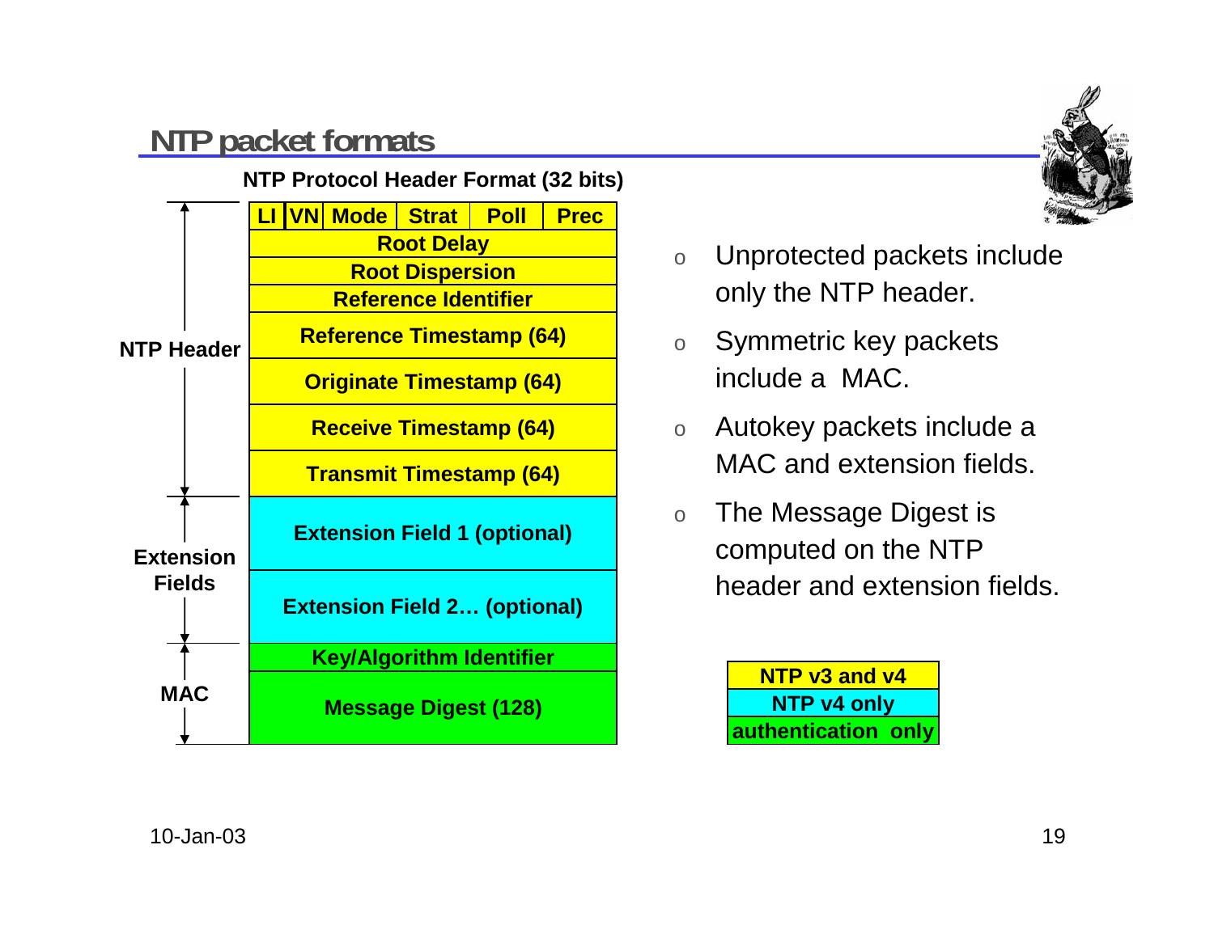# NTP packet formats

**NTP Protocol Header Format (32 bits)**

| Section | Field |
|---|---|
| NTP Header | LI \| VN \| Mode \| Strat \| Poll \| Prec |
| | Root Delay |
| | Root Dispersion |
| | Reference Identifier |
| | Reference Timestamp (64) |
| | Originate Timestamp (64) |
| | Receive Timestamp (64) |
| | Transmit Timestamp (64) |
| Extension Fields | Extension Field 1 (optional) |
| | Extension Field 2… (optional) |
| MAC | Key/Algorithm Identifier |
| | Message Digest (128) |

- Unprotected packets include only the NTP header.
- Symmetric key packets include a MAC.
- Autokey packets include a MAC and extension fields.
- The Message Digest is computed on the NTP header and extension fields.

| Legend |
|---|
| NTP v3 and v4 |
| NTP v4 only |
| authentication only |

10-Jan-03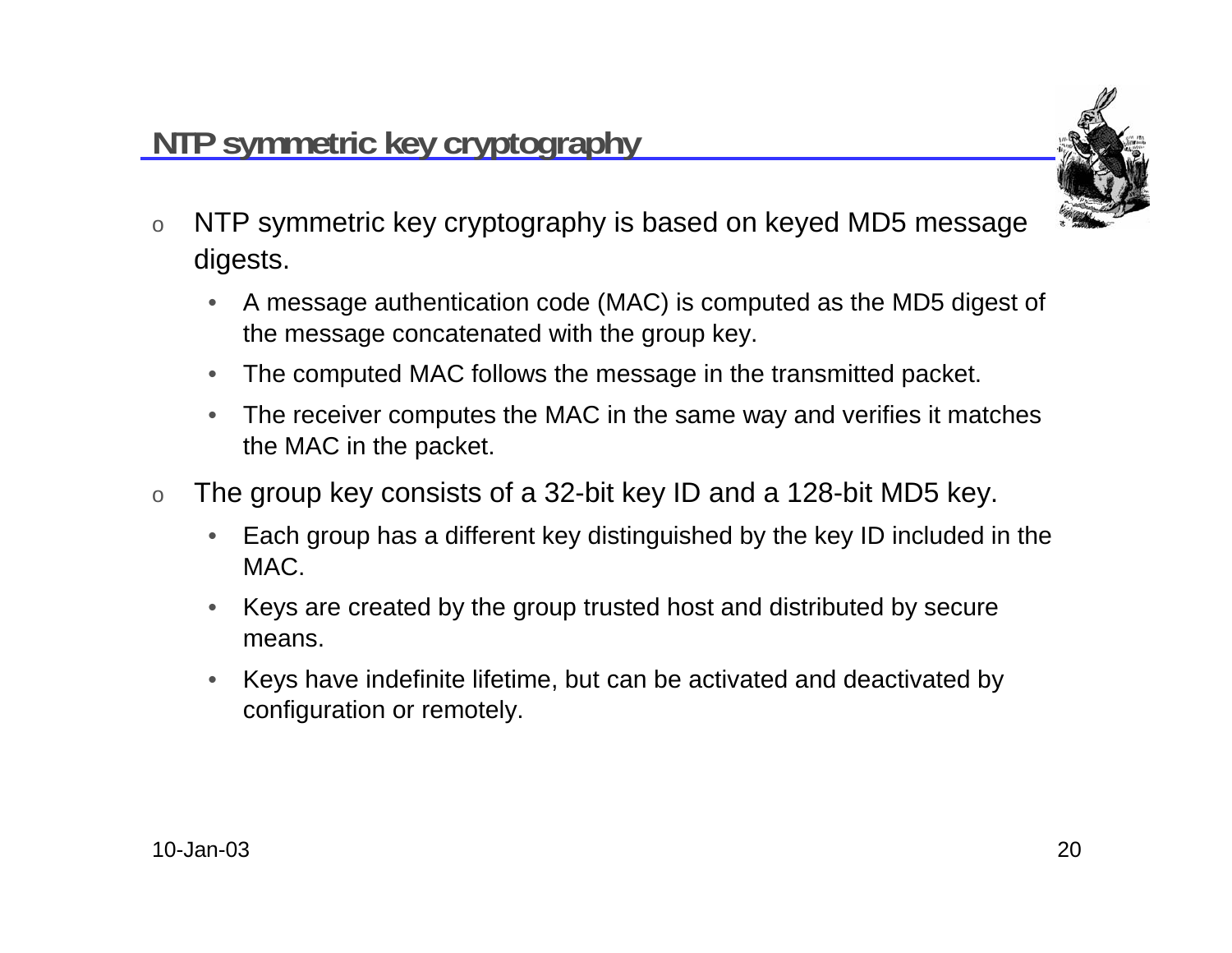# NTP symmetric key cryptography

- NTP symmetric key cryptography is based on keyed MD5 message digests.
  - A message authentication code (MAC) is computed as the MD5 digest of the message concatenated with the group key.
  - The computed MAC follows the message in the transmitted packet.
  - The receiver computes the MAC in the same way and verifies it matches the MAC in the packet.
- The group key consists of a 32-bit key ID and a 128-bit MD5 key.
  - Each group has a different key distinguished by the key ID included in the MAC.
  - Keys are created by the group trusted host and distributed by secure means.
  - Keys have indefinite lifetime, but can be activated and deactivated by configuration or remotely.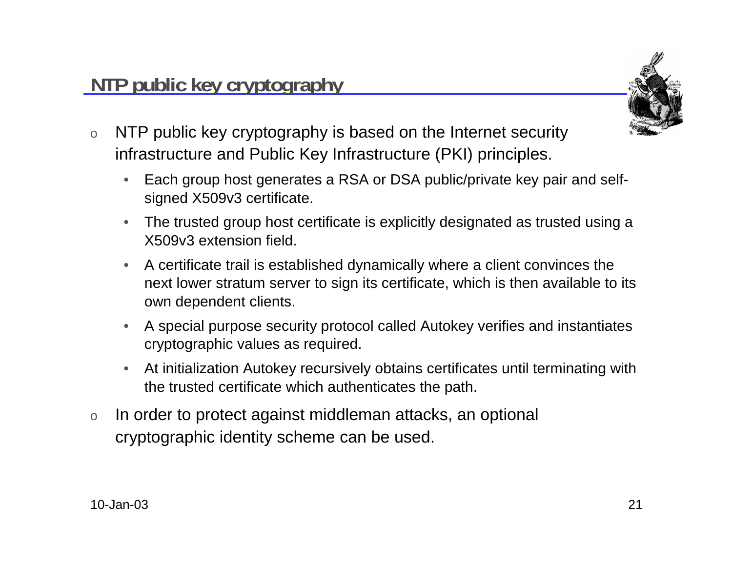## NTP public key cryptography

- NTP public key cryptography is based on the Internet security infrastructure and Public Key Infrastructure (PKI) principles.
  - Each group host generates a RSA or DSA public/private key pair and self-signed X509v3 certificate.
  - The trusted group host certificate is explicitly designated as trusted using a X509v3 extension field.
  - A certificate trail is established dynamically where a client convinces the next lower stratum server to sign its certificate, which is then available to its own dependent clients.
  - A special purpose security protocol called Autokey verifies and instantiates cryptographic values as required.
  - At initialization Autokey recursively obtains certificates until terminating with the trusted certificate which authenticates the path.
- In order to protect against middleman attacks, an optional cryptographic identity scheme can be used.

10-Jan-03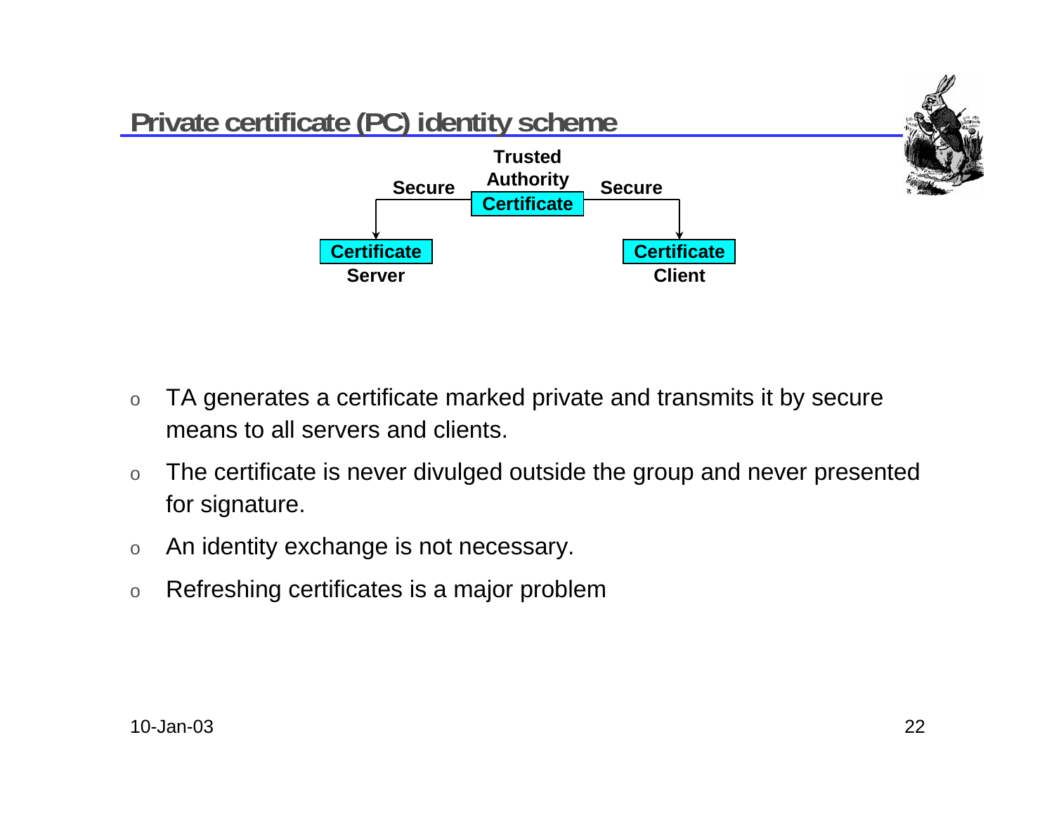## Private certificate (PC) identity scheme

Trusted Authority
Certificate

Secure — Secure

Certificate
Server

Certificate
Client

- TA generates a certificate marked private and transmits it by secure means to all servers and clients.
- The certificate is never divulged outside the group and never presented for signature.
- An identity exchange is not necessary.
- Refreshing certificates is a major problem

10-Jan-03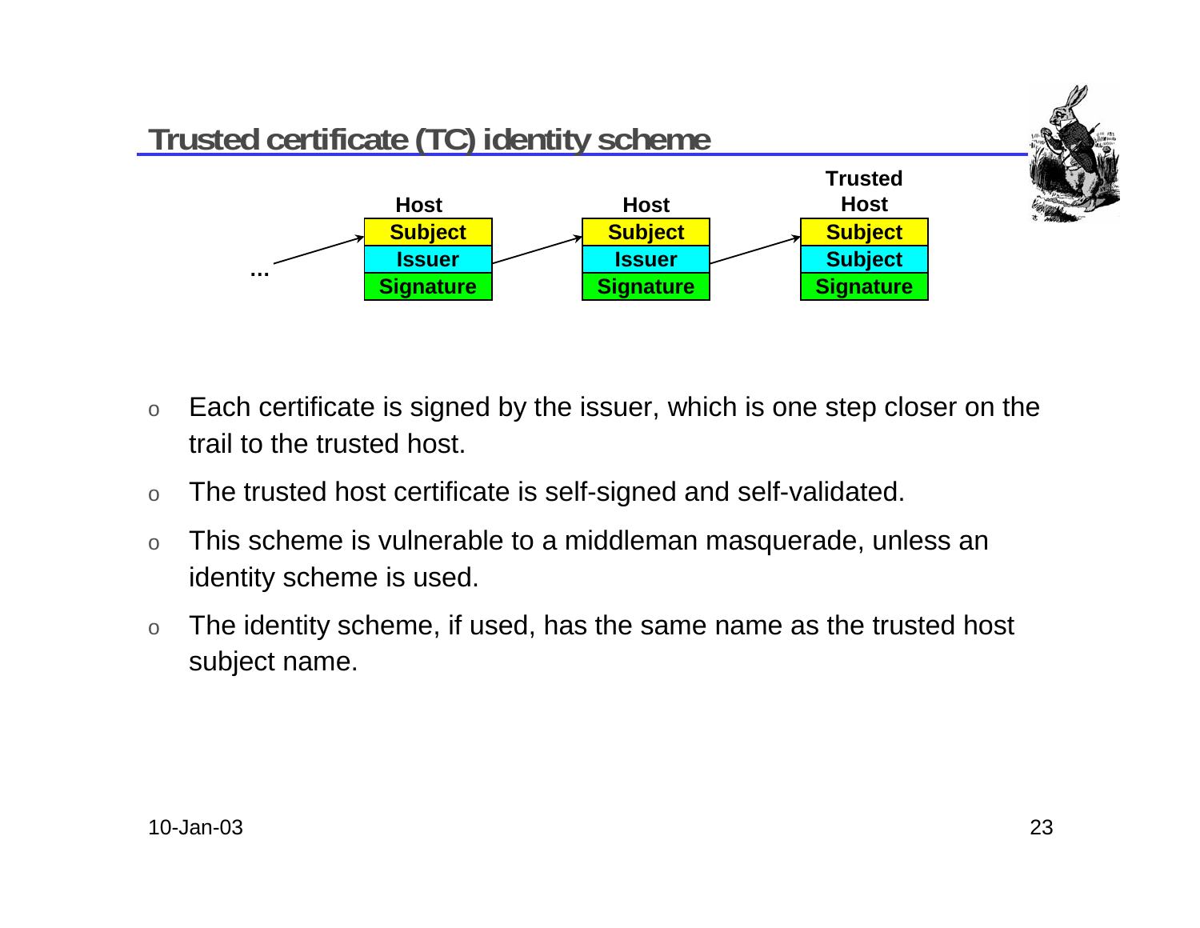# Trusted certificate (TC) identity scheme

| ... | Host | Host | Trusted Host |
| --- | --- | --- | --- |
| | Subject | Subject | Subject |
| | Issuer | Issuer | Subject |
| | Signature | Signature | Signature |

- Each certificate is signed by the issuer, which is one step closer on the trail to the trusted host.
- The trusted host certificate is self-signed and self-validated.
- This scheme is vulnerable to a middleman masquerade, unless an identity scheme is used.
- The identity scheme, if used, has the same name as the trusted host subject name.

10-Jan-03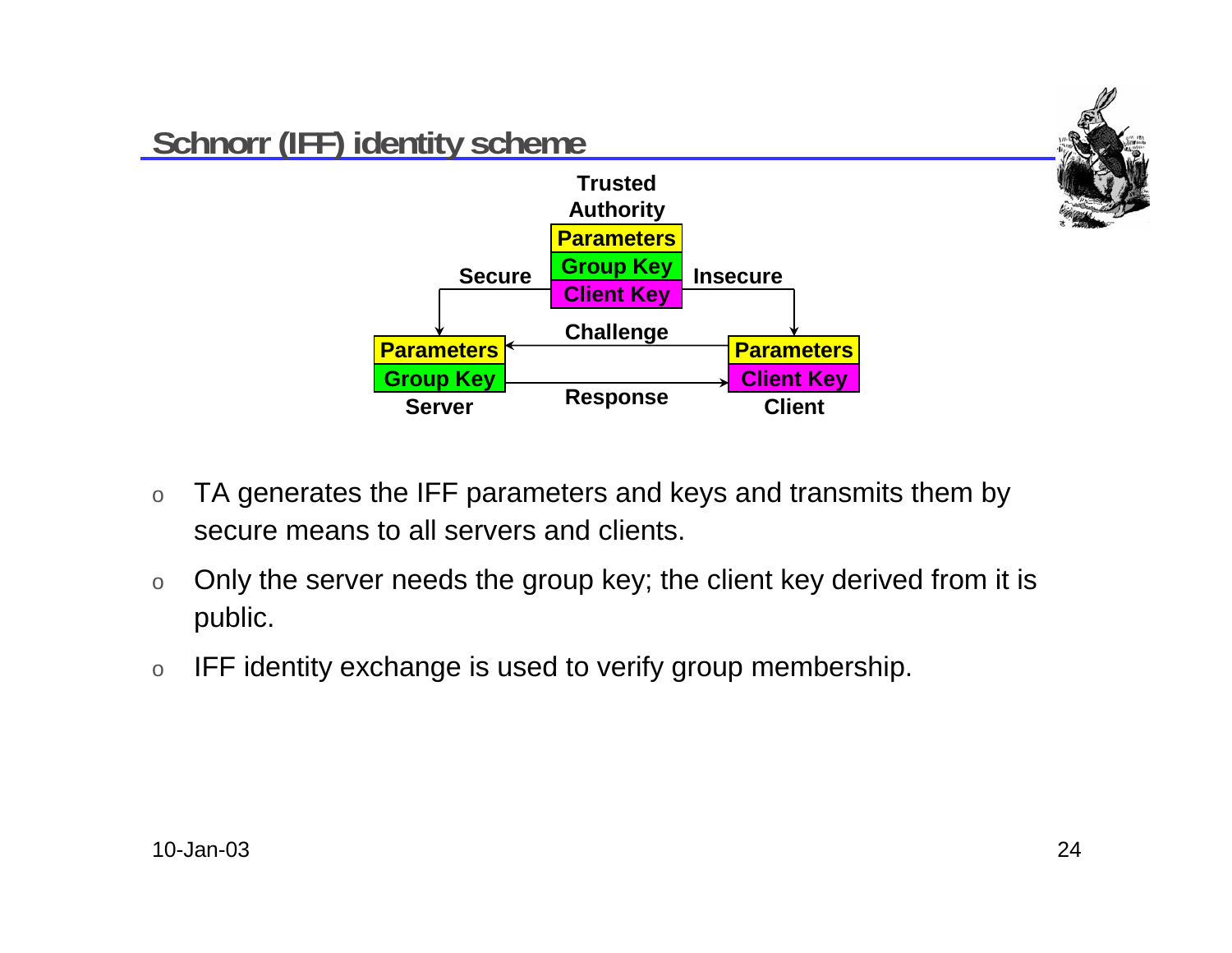## Schnorr (IFF) identity scheme

Trusted Authority
Parameters
Group Key
Client Key

Secure | Insecure

Challenge
Response

Parameters
Group Key
Server

Parameters
Client Key
Client

- TA generates the IFF parameters and keys and transmits them by secure means to all servers and clients.
- Only the server needs the group key; the client key derived from it is public.
- IFF identity exchange is used to verify group membership.

10-Jan-03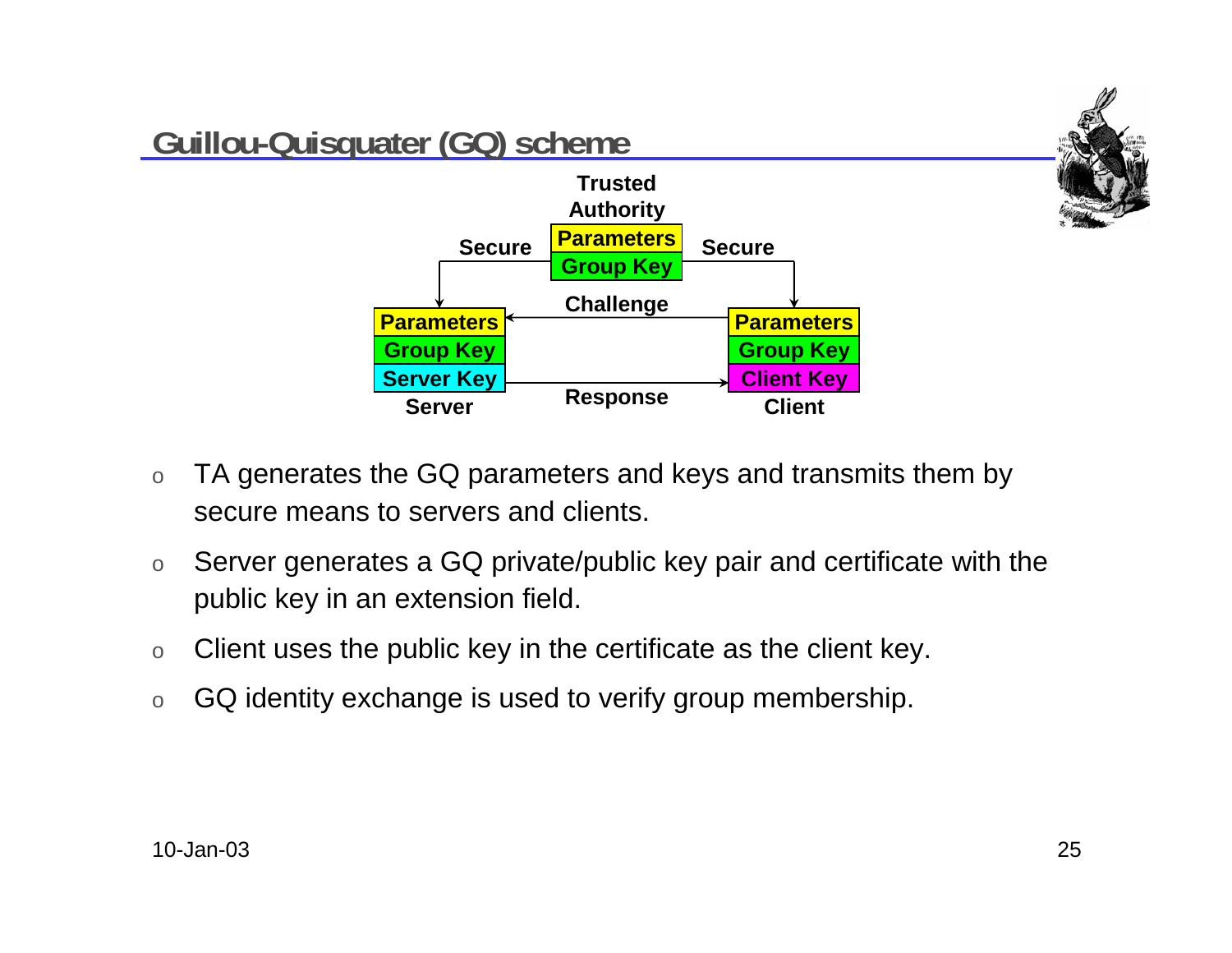## Guillou-Quisquater (GQ) scheme

Trusted Authority
Parameters
Group Key

Secure — Secure

Challenge

| Server | Client |
| --- | --- |
| Parameters | Parameters |
| Group Key | Group Key |
| Server Key | Client Key |

Response

- TA generates the GQ parameters and keys and transmits them by secure means to servers and clients.
- Server generates a GQ private/public key pair and certificate with the public key in an extension field.
- Client uses the public key in the certificate as the client key.
- GQ identity exchange is used to verify group membership.

10-Jan-03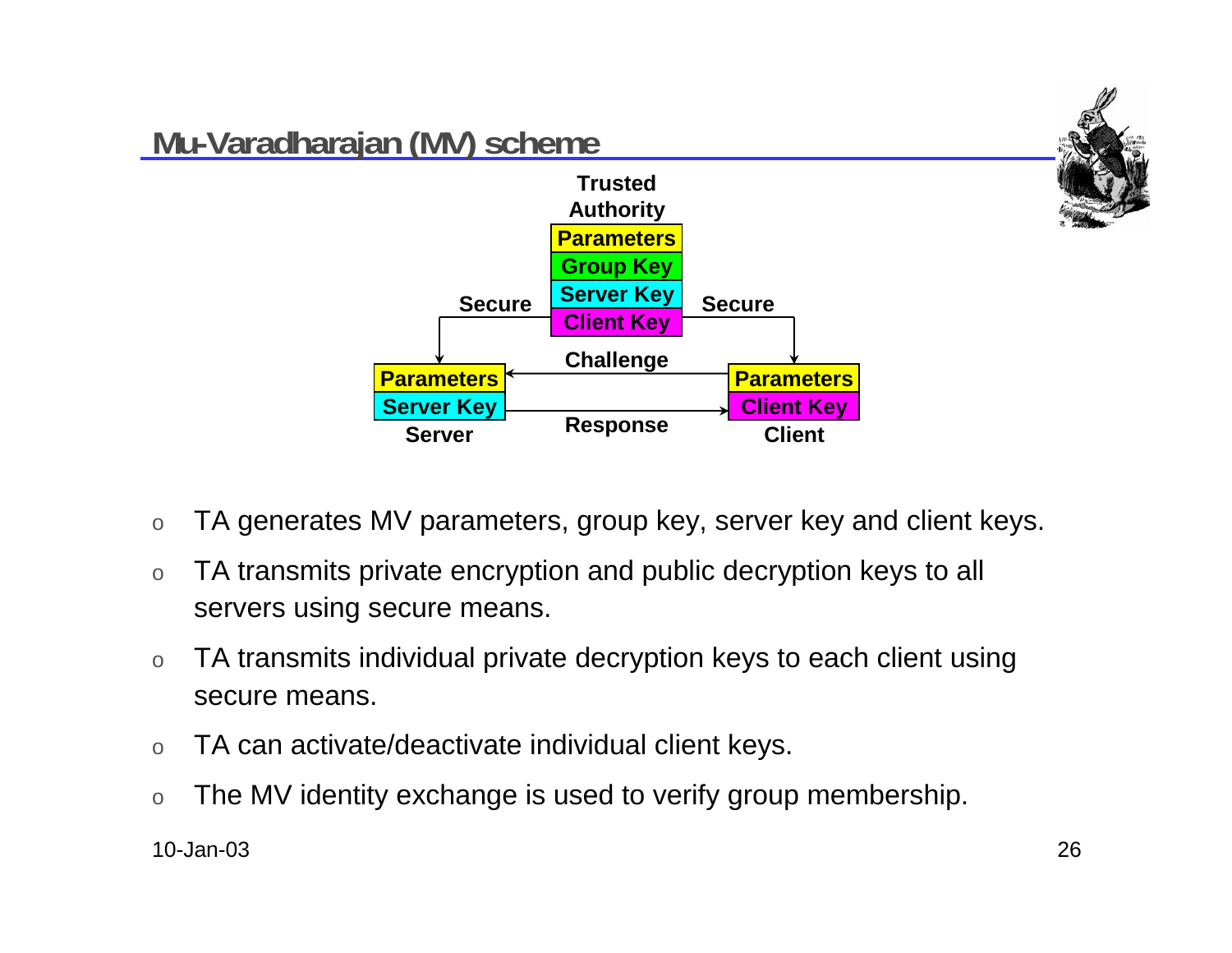## Mu-Varadharajan (MV) scheme

Trusted Authority

| Parameters |
| --- |
| Group Key |
| Server Key |
| Client Key |

Secure → Server: Parameters, Server Key

Secure → Client: Parameters, Client Key

Challenge (Client → Server)

Response (Server → Client)

- TA generates MV parameters, group key, server key and client keys.
- TA transmits private encryption and public decryption keys to all servers using secure means.
- TA transmits individual private decryption keys to each client using secure means.
- TA can activate/deactivate individual client keys.
- The MV identity exchange is used to verify group membership.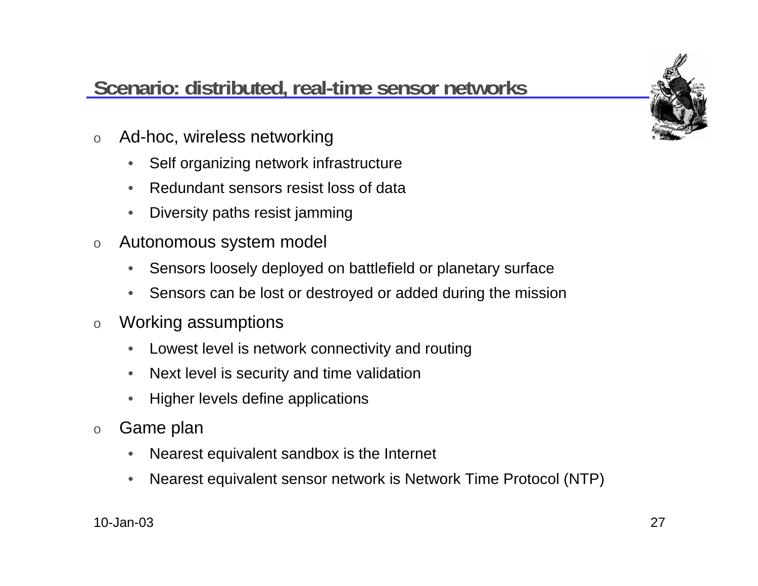## Scenario: distributed, real-time sensor networks

- Ad-hoc, wireless networking
  - Self organizing network infrastructure
  - Redundant sensors resist loss of data
  - Diversity paths resist jamming
- Autonomous system model
  - Sensors loosely deployed on battlefield or planetary surface
  - Sensors can be lost or destroyed or added during the mission
- Working assumptions
  - Lowest level is network connectivity and routing
  - Next level is security and time validation
  - Higher levels define applications
- Game plan
  - Nearest equivalent sandbox is the Internet
  - Nearest equivalent sensor network is Network Time Protocol (NTP)

10-Jan-03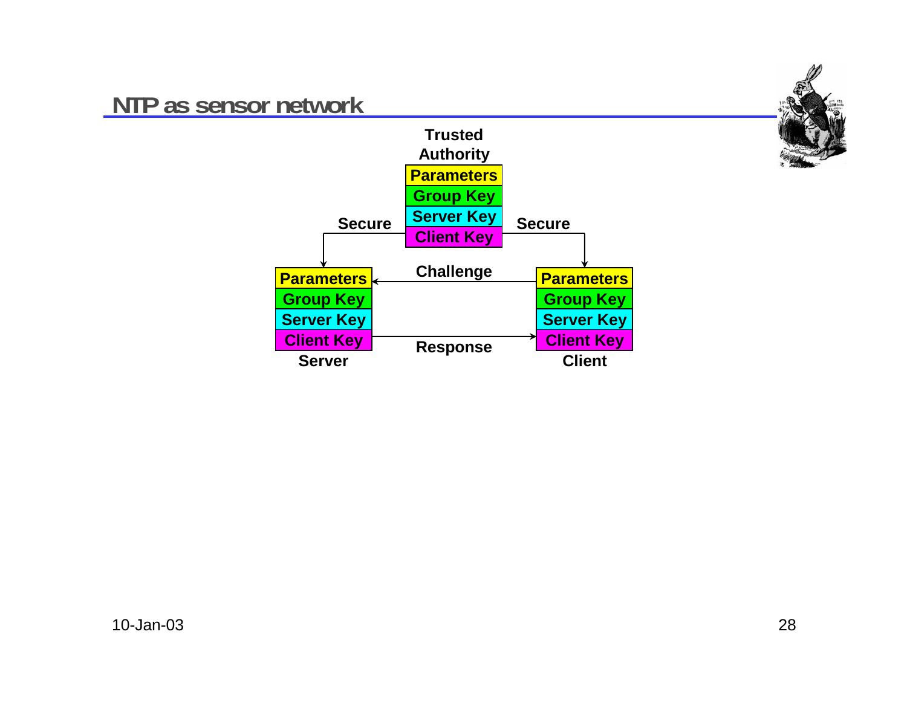# NTP as sensor network

Trusted Authority

| Parameters |
| --- |
| Group Key |
| Server Key |
| Client Key |

Secure

Secure

Server

| Parameters |
| --- |
| Group Key |
| Server Key |
| Client Key |

Client

| Parameters |
| --- |
| Group Key |
| Server Key |
| Client Key |

Challenge

Response

10-Jan-03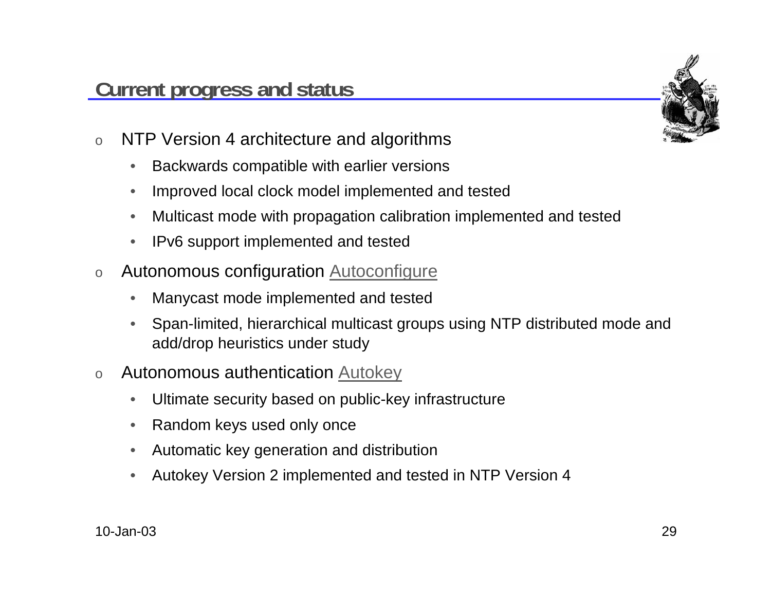# Current progress and status

- NTP Version 4 architecture and algorithms
  - Backwards compatible with earlier versions
  - Improved local clock model implemented and tested
  - Multicast mode with propagation calibration implemented and tested
  - IPv6 support implemented and tested
- Autonomous configuration Autoconfigure
  - Manycast mode implemented and tested
  - Span-limited, hierarchical multicast groups using NTP distributed mode and add/drop heuristics under study
- Autonomous authentication Autokey
  - Ultimate security based on public-key infrastructure
  - Random keys used only once
  - Automatic key generation and distribution
  - Autokey Version 2 implemented and tested in NTP Version 4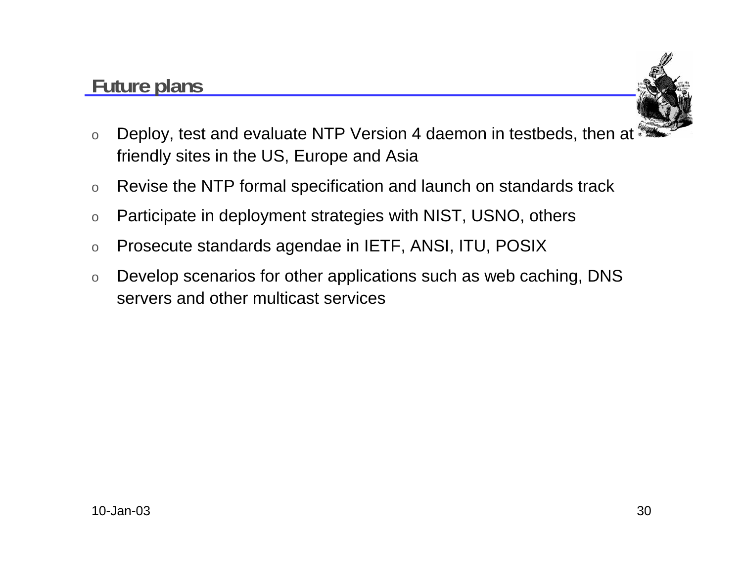## Future plans

- Deploy, test and evaluate NTP Version 4 daemon in testbeds, then at friendly sites in the US, Europe and Asia
- Revise the NTP formal specification and launch on standards track
- Participate in deployment strategies with NIST, USNO, others
- Prosecute standards agendae in IETF, ANSI, ITU, POSIX
- Develop scenarios for other applications such as web caching, DNS servers and other multicast services

10-Jan-03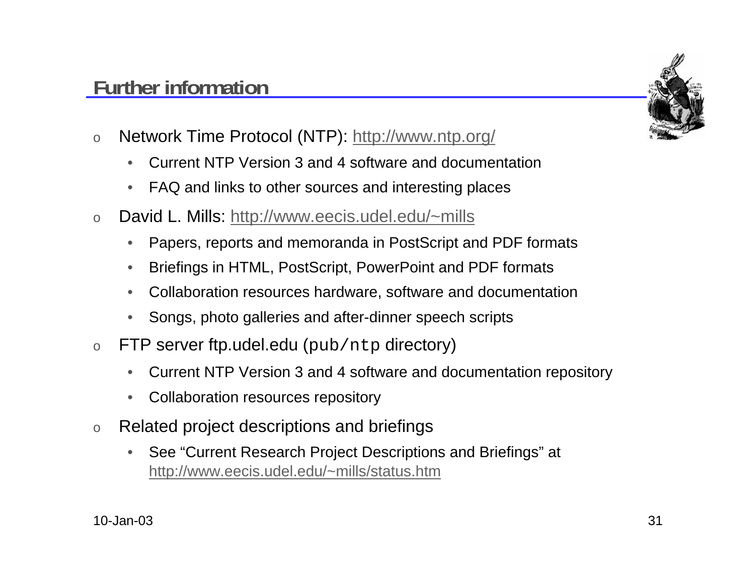## Further information

- Network Time Protocol (NTP): http://www.ntp.org/
  - Current NTP Version 3 and 4 software and documentation
  - FAQ and links to other sources and interesting places
- David L. Mills: http://www.eecis.udel.edu/~mills
  - Papers, reports and memoranda in PostScript and PDF formats
  - Briefings in HTML, PostScript, PowerPoint and PDF formats
  - Collaboration resources hardware, software and documentation
  - Songs, photo galleries and after-dinner speech scripts
- FTP server ftp.udel.edu (`pub/ntp` directory)
  - Current NTP Version 3 and 4 software and documentation repository
  - Collaboration resources repository
- Related project descriptions and briefings
  - See “Current Research Project Descriptions and Briefings” at http://www.eecis.udel.edu/~mills/status.htm

10-Jan-03